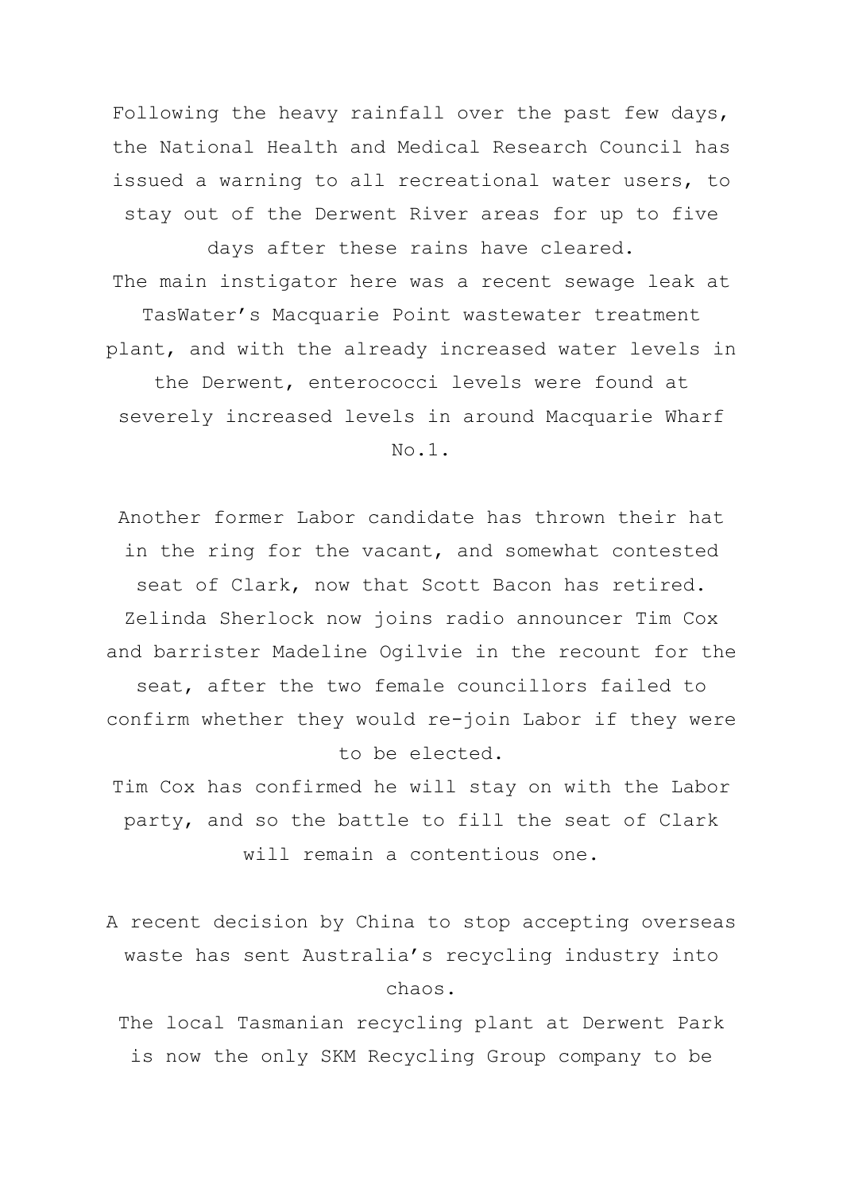Following the heavy rainfall over the past few days, the National Health and Medical Research Council has issued a warning to all recreational water users, to stay out of the Derwent River areas for up to five days after these rains have cleared.
The main instigator here was a recent sewage leak at TasWater's Macquarie Point wastewater treatment plant, and with the already increased water levels in the Derwent, enterococci levels were found at severely increased levels in around Macquarie Wharf No.1.

Another former Labor candidate has thrown their hat in the ring for the vacant, and somewhat contested seat of Clark, now that Scott Bacon has retired. Zelinda Sherlock now joins radio announcer Tim Cox and barrister Madeline Ogilvie in the recount for the seat, after the two female councillors failed to confirm whether they would re-join Labor if they were to be elected.
Tim Cox has confirmed he will stay on with the Labor party, and so the battle to fill the seat of Clark will remain a contentious one.

A recent decision by China to stop accepting overseas waste has sent Australia's recycling industry into chaos.
The local Tasmanian recycling plant at Derwent Park is now the only SKM Recycling Group company to be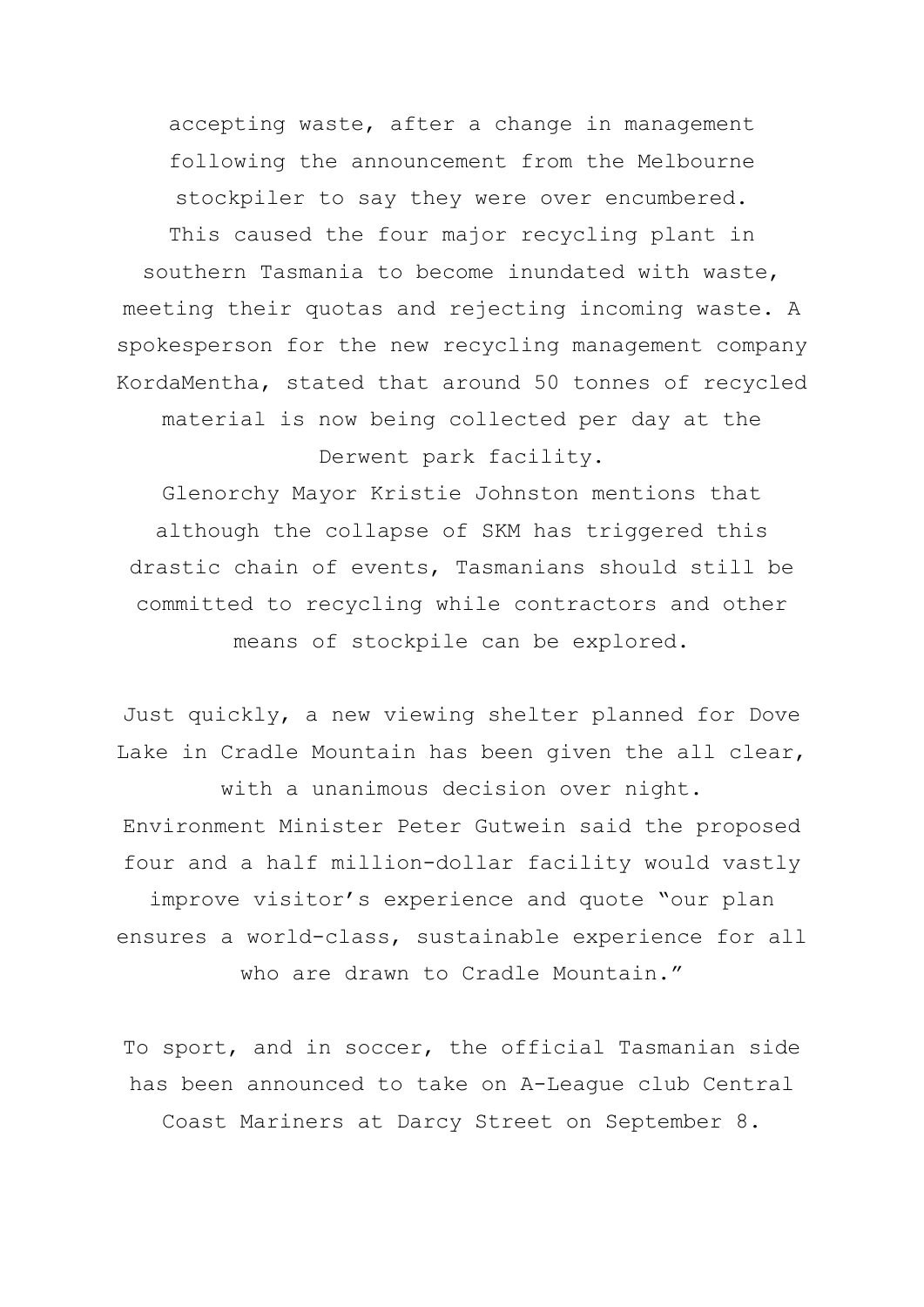accepting waste, after a change in management following the announcement from the Melbourne stockpiler to say they were over encumbered. This caused the four major recycling plant in southern Tasmania to become inundated with waste, meeting their quotas and rejecting incoming waste. A spokesperson for the new recycling management company KordaMentha, stated that around 50 tonnes of recycled material is now being collected per day at the Derwent park facility.

Glenorchy Mayor Kristie Johnston mentions that although the collapse of SKM has triggered this drastic chain of events, Tasmanians should still be committed to recycling while contractors and other means of stockpile can be explored.

Just quickly, a new viewing shelter planned for Dove Lake in Cradle Mountain has been given the all clear, with a unanimous decision over night. Environment Minister Peter Gutwein said the proposed four and a half million-dollar facility would vastly improve visitor's experience and quote "our plan ensures a world-class, sustainable experience for all who are drawn to Cradle Mountain."

To sport, and in soccer, the official Tasmanian side has been announced to take on A-League club Central Coast Mariners at Darcy Street on September 8.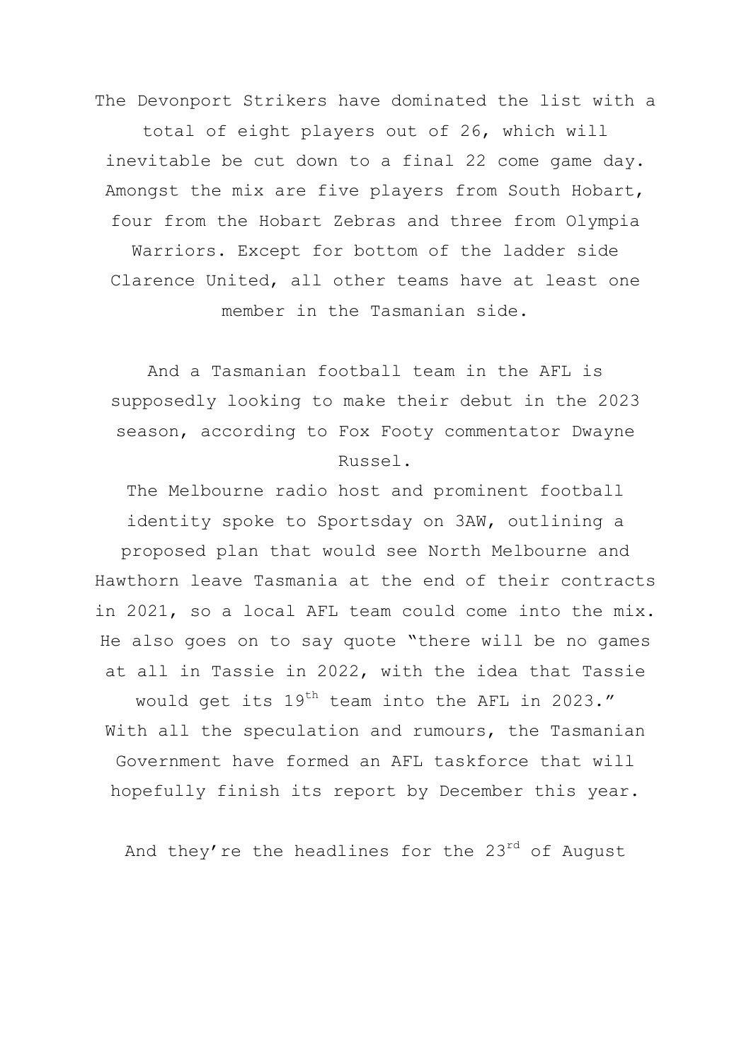The Devonport Strikers have dominated the list with a total of eight players out of 26, which will inevitable be cut down to a final 22 come game day. Amongst the mix are five players from South Hobart, four from the Hobart Zebras and three from Olympia Warriors. Except for bottom of the ladder side Clarence United, all other teams have at least one member in the Tasmanian side.

And a Tasmanian football team in the AFL is supposedly looking to make their debut in the 2023 season, according to Fox Footy commentator Dwayne Russel.

The Melbourne radio host and prominent football identity spoke to Sportsday on 3AW, outlining a proposed plan that would see North Melbourne and Hawthorn leave Tasmania at the end of their contracts in 2021, so a local AFL team could come into the mix. He also goes on to say quote "there will be no games at all in Tassie in 2022, with the idea that Tassie would get its 19th team into the AFL in 2023." With all the speculation and rumours, the Tasmanian Government have formed an AFL taskforce that will hopefully finish its report by December this year.

And they're the headlines for the 23rd of August